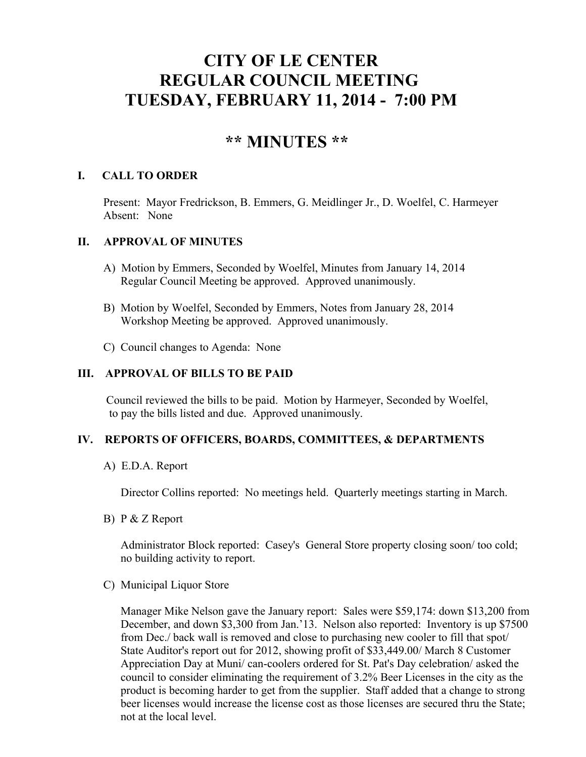# CITY OF LE CENTER
# REGULAR COUNCIL MEETING
# TUESDAY, FEBRUARY 11, 2014 - 7:00 PM

## ** MINUTES **

### I. CALL TO ORDER

Present: Mayor Fredrickson, B. Emmers, G. Meidlinger Jr., D. Woelfel, C. Harmeyer
Absent: None

### II. APPROVAL OF MINUTES

A) Motion by Emmers, Seconded by Woelfel, Minutes from January 14, 2014 Regular Council Meeting be approved. Approved unanimously.

B) Motion by Woelfel, Seconded by Emmers, Notes from January 28, 2014 Workshop Meeting be approved. Approved unanimously.

C) Council changes to Agenda: None

### III. APPROVAL OF BILLS TO BE PAID

Council reviewed the bills to be paid. Motion by Harmeyer, Seconded by Woelfel, to pay the bills listed and due. Approved unanimously.

### IV. REPORTS OF OFFICERS, BOARDS, COMMITTEES, & DEPARTMENTS

A) E.D.A. Report

Director Collins reported: No meetings held. Quarterly meetings starting in March.

B) P & Z Report

Administrator Block reported: Casey's General Store property closing soon/ too cold; no building activity to report.

C) Municipal Liquor Store

Manager Mike Nelson gave the January report: Sales were $59,174: down $13,200 from December, and down $3,300 from Jan.'13. Nelson also reported: Inventory is up $7500 from Dec./ back wall is removed and close to purchasing new cooler to fill that spot/ State Auditor's report out for 2012, showing profit of $33,449.00/ March 8 Customer Appreciation Day at Muni/ can-coolers ordered for St. Pat's Day celebration/ asked the council to consider eliminating the requirement of 3.2% Beer Licenses in the city as the product is becoming harder to get from the supplier. Staff added that a change to strong beer licenses would increase the license cost as those licenses are secured thru the State; not at the local level.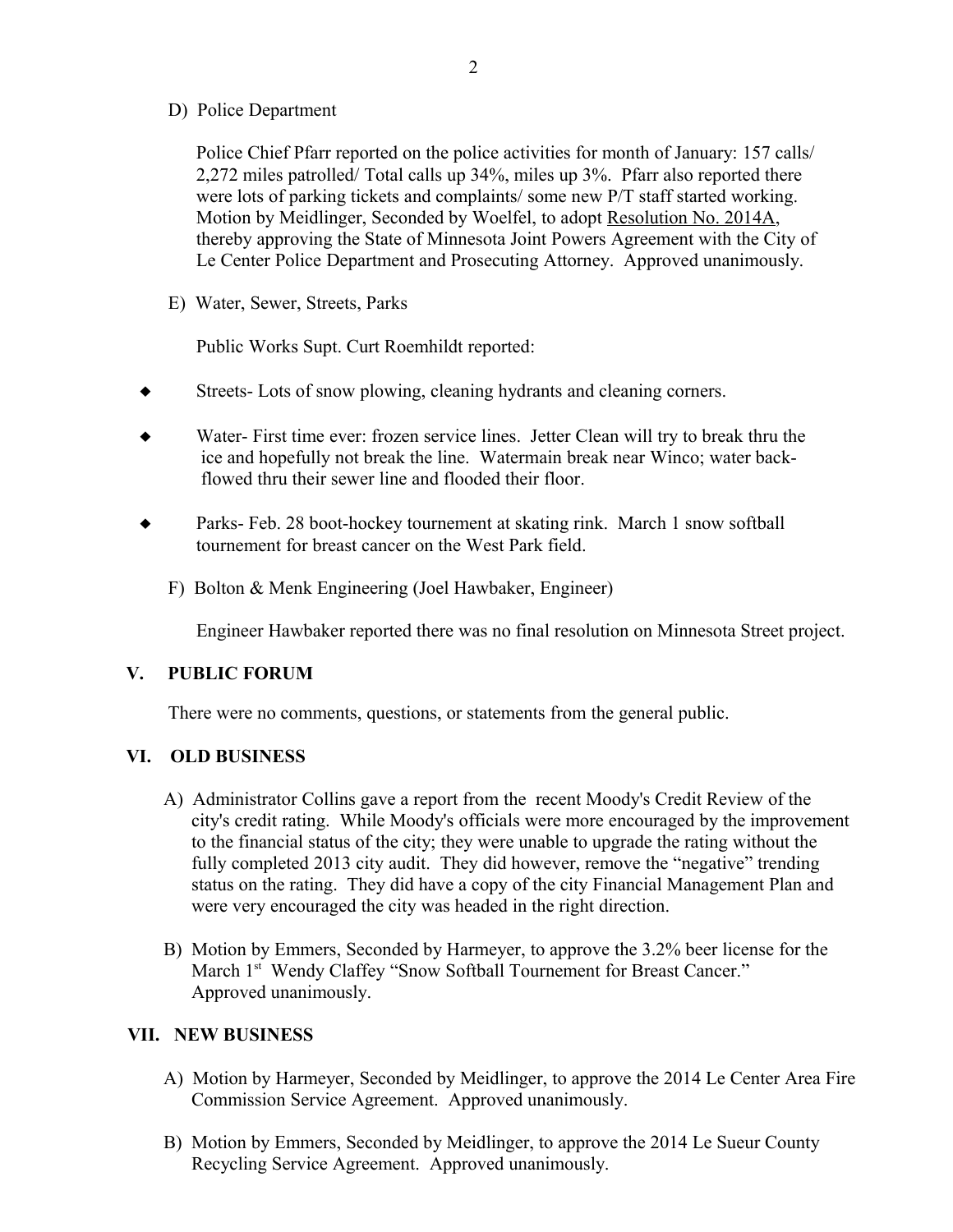D) Police Department

Police Chief Pfarr reported on the police activities for month of January: 157 calls/ 2,272 miles patrolled/ Total calls up 34%, miles up 3%. Pfarr also reported there were lots of parking tickets and complaints/ some new P/T staff started working. Motion by Meidlinger, Seconded by Woelfel, to adopt Resolution No. 2014A, thereby approving the State of Minnesota Joint Powers Agreement with the City of Le Center Police Department and Prosecuting Attorney. Approved unanimously.

E) Water, Sewer, Streets, Parks

Public Works Supt. Curt Roemhildt reported:

- Streets- Lots of snow plowing, cleaning hydrants and cleaning corners.
- Water- First time ever: frozen service lines. Jetter Clean will try to break thru the ice and hopefully not break the line. Watermain break near Winco; water back-flowed thru their sewer line and flooded their floor.
- Parks- Feb. 28 boot-hockey tournement at skating rink. March 1 snow softball tournement for breast cancer on the West Park field.

F) Bolton & Menk Engineering (Joel Hawbaker, Engineer)

Engineer Hawbaker reported there was no final resolution on Minnesota Street project.

## V. PUBLIC FORUM

There were no comments, questions, or statements from the general public.

## VI. OLD BUSINESS

A) Administrator Collins gave a report from the recent Moody's Credit Review of the city's credit rating. While Moody's officials were more encouraged by the improvement to the financial status of the city; they were unable to upgrade the rating without the fully completed 2013 city audit. They did however, remove the "negative" trending status on the rating. They did have a copy of the city Financial Management Plan and were very encouraged the city was headed in the right direction.

B) Motion by Emmers, Seconded by Harmeyer, to approve the 3.2% beer license for the March 1st Wendy Claffey "Snow Softball Tournement for Breast Cancer." Approved unanimously.

## VII. NEW BUSINESS

A) Motion by Harmeyer, Seconded by Meidlinger, to approve the 2014 Le Center Area Fire Commission Service Agreement. Approved unanimously.

B) Motion by Emmers, Seconded by Meidlinger, to approve the 2014 Le Sueur County Recycling Service Agreement. Approved unanimously.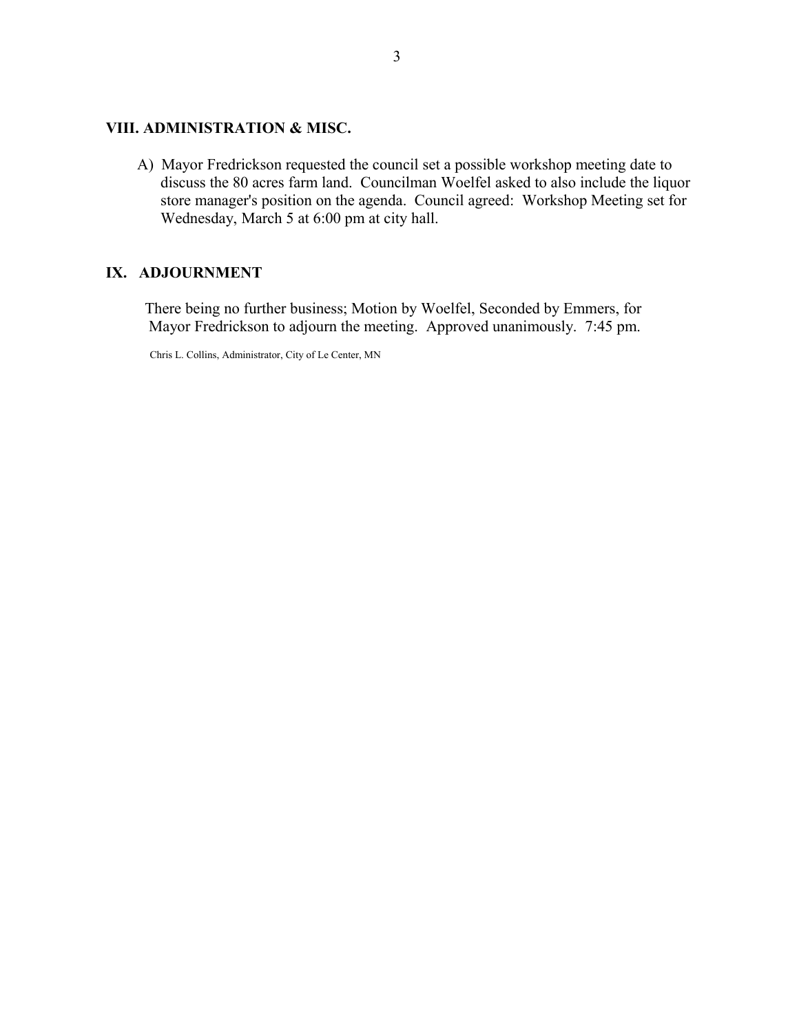## VIII. ADMINISTRATION & MISC.

A) Mayor Fredrickson requested the council set a possible workshop meeting date to discuss the 80 acres farm land. Councilman Woelfel asked to also include the liquor store manager's position on the agenda. Council agreed: Workshop Meeting set for Wednesday, March 5 at 6:00 pm at city hall.

## IX. ADJOURNMENT

There being no further business; Motion by Woelfel, Seconded by Emmers, for Mayor Fredrickson to adjourn the meeting. Approved unanimously. 7:45 pm.

Chris L. Collins, Administrator, City of Le Center, MN